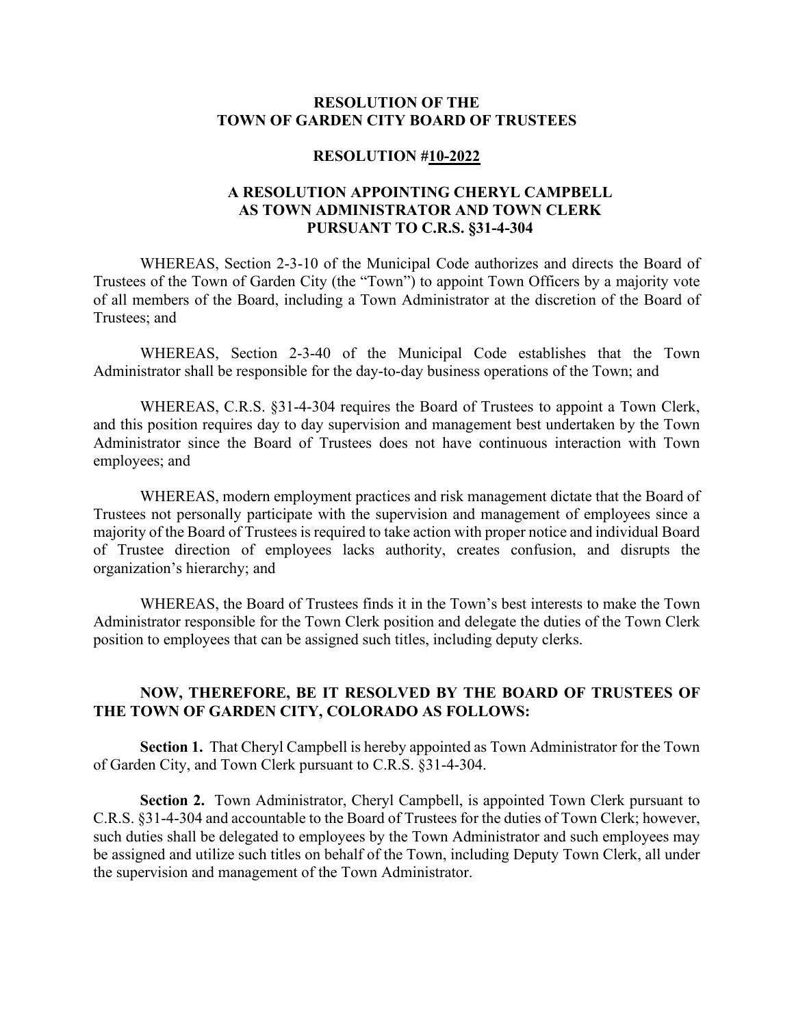**RESOLUTION OF THE TOWN OF GARDEN CITY BOARD OF TRUSTEES**

**RESOLUTION #10-2022**

**A RESOLUTION APPOINTING CHERYL CAMPBELL AS TOWN ADMINISTRATOR AND TOWN CLERK PURSUANT TO C.R.S. §31-4-304**

WHEREAS, Section 2-3-10 of the Municipal Code authorizes and directs the Board of Trustees of the Town of Garden City (the "Town") to appoint Town Officers by a majority vote of all members of the Board, including a Town Administrator at the discretion of the Board of Trustees; and

WHEREAS, Section 2-3-40 of the Municipal Code establishes that the Town Administrator shall be responsible for the day-to-day business operations of the Town; and

WHEREAS, C.R.S. §31-4-304 requires the Board of Trustees to appoint a Town Clerk, and this position requires day to day supervision and management best undertaken by the Town Administrator since the Board of Trustees does not have continuous interaction with Town employees; and

WHEREAS, modern employment practices and risk management dictate that the Board of Trustees not personally participate with the supervision and management of employees since a majority of the Board of Trustees is required to take action with proper notice and individual Board of Trustee direction of employees lacks authority, creates confusion, and disrupts the organization's hierarchy; and

WHEREAS, the Board of Trustees finds it in the Town's best interests to make the Town Administrator responsible for the Town Clerk position and delegate the duties of the Town Clerk position to employees that can be assigned such titles, including deputy clerks.

**NOW, THEREFORE, BE IT RESOLVED BY THE BOARD OF TRUSTEES OF THE TOWN OF GARDEN CITY, COLORADO AS FOLLOWS:**

**Section 1.** That Cheryl Campbell is hereby appointed as Town Administrator for the Town of Garden City, and Town Clerk pursuant to C.R.S. §31-4-304.

**Section 2.** Town Administrator, Cheryl Campbell, is appointed Town Clerk pursuant to C.R.S. §31-4-304 and accountable to the Board of Trustees for the duties of Town Clerk; however, such duties shall be delegated to employees by the Town Administrator and such employees may be assigned and utilize such titles on behalf of the Town, including Deputy Town Clerk, all under the supervision and management of the Town Administrator.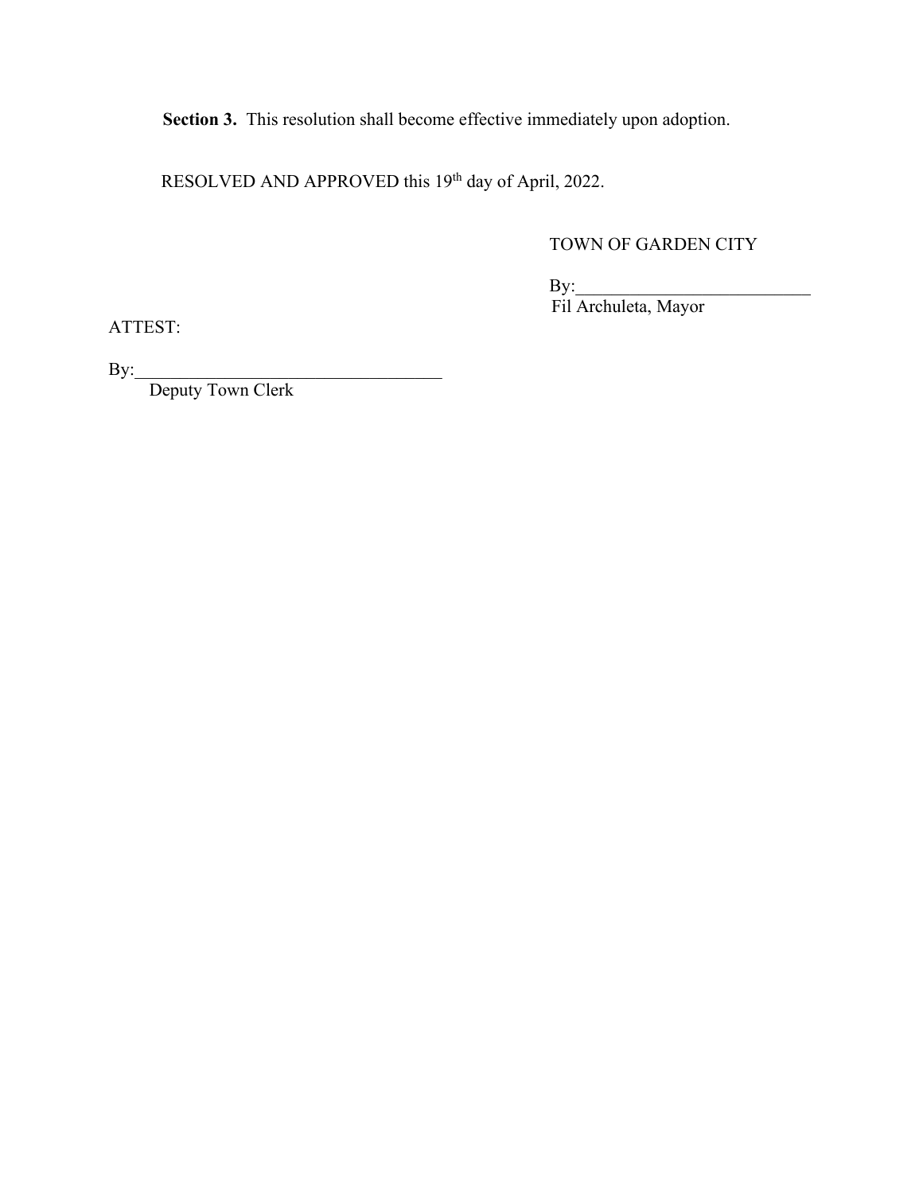**Section 3.** This resolution shall become effective immediately upon adoption.

RESOLVED AND APPROVED this 19th day of April, 2022.

TOWN OF GARDEN CITY

By:\_\_\_\_\_\_\_\_\_\_\_\_\_\_\_\_\_\_\_\_\_\_\_\_\_\_
Fil Archuleta, Mayor

ATTEST:

By:\_\_\_\_\_\_\_\_\_\_\_\_\_\_\_\_\_\_\_\_\_\_\_\_\_\_\_\_\_\_\_\_\_\_\_
Deputy Town Clerk